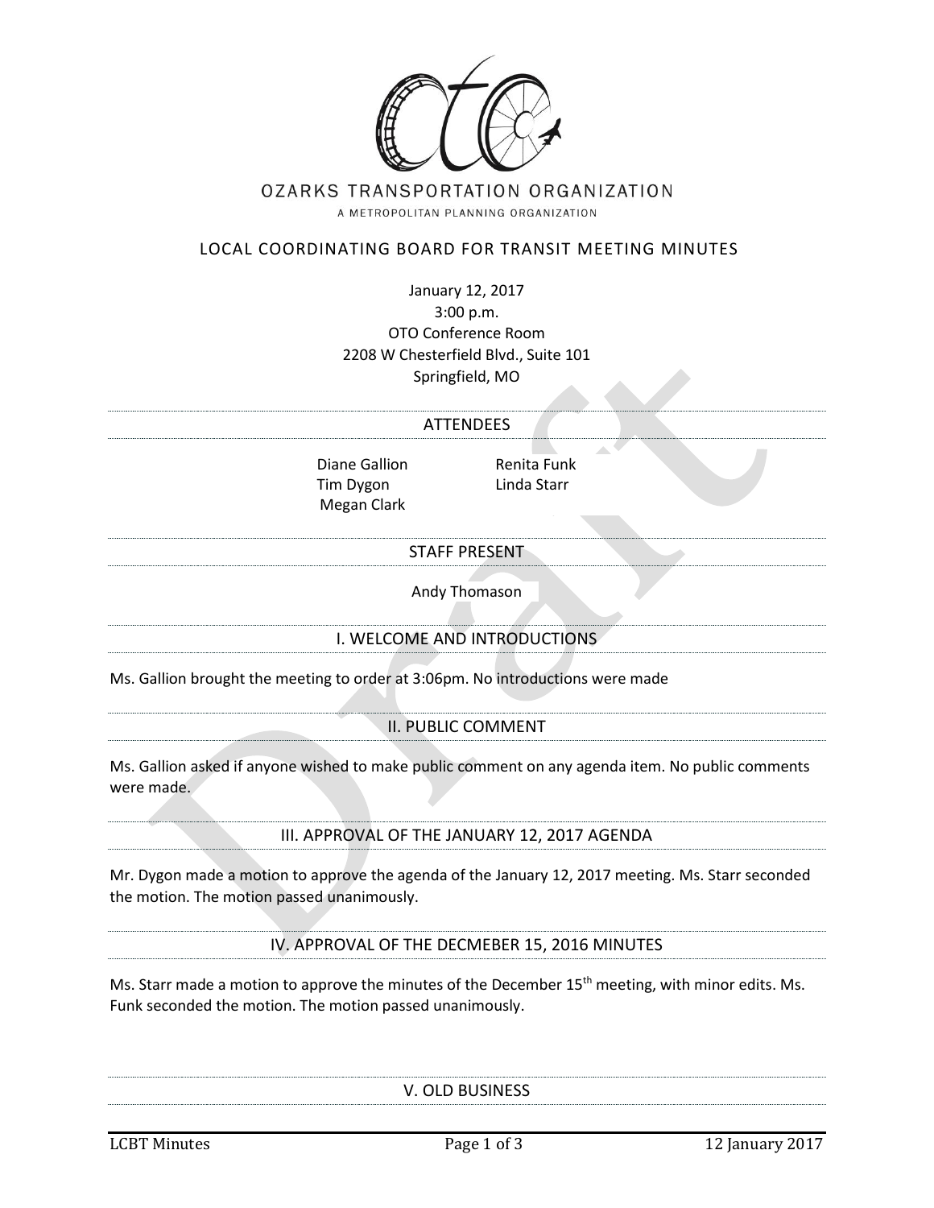# OZARKS TRANSPORTATION ORGANIZATION

A METROPOLITAN PLANNING ORGANIZATION

## LOCAL COORDINATING BOARD FOR TRANSIT MEETING MINUTES

January 12, 2017
3:00 p.m.
OTO Conference Room
2208 W Chesterfield Blvd., Suite 101
Springfield, MO

### ATTENDEES

Diane Gallion
Tim Dygon
Megan Clark
Renita Funk
Linda Starr

### STAFF PRESENT

Andy Thomason

### I. WELCOME AND INTRODUCTIONS

Ms. Gallion brought the meeting to order at 3:06pm. No introductions were made

### II. PUBLIC COMMENT

Ms. Gallion asked if anyone wished to make public comment on any agenda item. No public comments were made.

### III. APPROVAL OF THE JANUARY 12, 2017 AGENDA

Mr. Dygon made a motion to approve the agenda of the January 12, 2017 meeting. Ms. Starr seconded the motion. The motion passed unanimously.

### IV. APPROVAL OF THE DECMEBER 15, 2016 MINUTES

Ms. Starr made a motion to approve the minutes of the December 15th meeting, with minor edits. Ms. Funk seconded the motion. The motion passed unanimously.

### V. OLD BUSINESS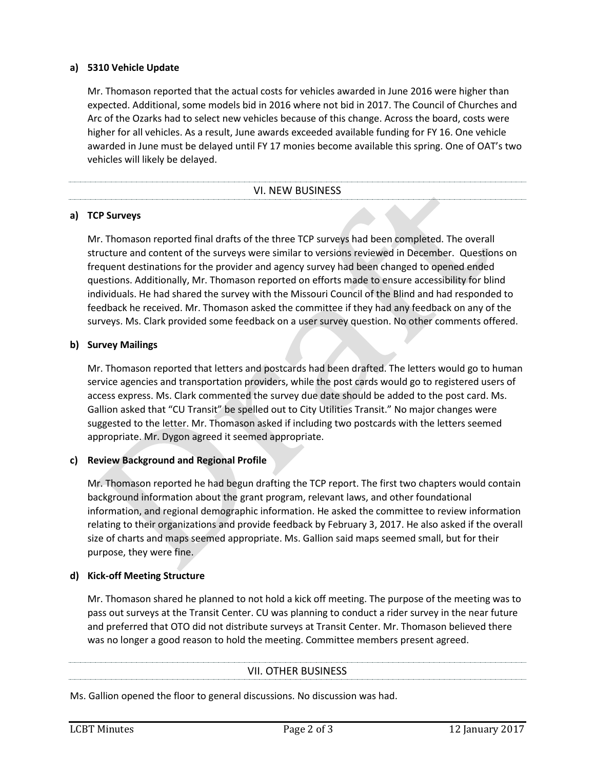**a) 5310 Vehicle Update**

Mr. Thomason reported that the actual costs for vehicles awarded in June 2016 were higher than expected. Additional, some models bid in 2016 where not bid in 2017. The Council of Churches and Arc of the Ozarks had to select new vehicles because of this change. Across the board, costs were higher for all vehicles. As a result, June awards exceeded available funding for FY 16. One vehicle awarded in June must be delayed until FY 17 monies become available this spring. One of OAT's two vehicles will likely be delayed.

## VI. NEW BUSINESS

**a) TCP Surveys**

Mr. Thomason reported final drafts of the three TCP surveys had been completed. The overall structure and content of the surveys were similar to versions reviewed in December. Questions on frequent destinations for the provider and agency survey had been changed to opened ended questions. Additionally, Mr. Thomason reported on efforts made to ensure accessibility for blind individuals. He had shared the survey with the Missouri Council of the Blind and had responded to feedback he received. Mr. Thomason asked the committee if they had any feedback on any of the surveys. Ms. Clark provided some feedback on a user survey question. No other comments offered.

**b) Survey Mailings**

Mr. Thomason reported that letters and postcards had been drafted. The letters would go to human service agencies and transportation providers, while the post cards would go to registered users of access express. Ms. Clark commented the survey due date should be added to the post card. Ms. Gallion asked that "CU Transit" be spelled out to City Utilities Transit." No major changes were suggested to the letter. Mr. Thomason asked if including two postcards with the letters seemed appropriate. Mr. Dygon agreed it seemed appropriate.

**c) Review Background and Regional Profile**

Mr. Thomason reported he had begun drafting the TCP report. The first two chapters would contain background information about the grant program, relevant laws, and other foundational information, and regional demographic information. He asked the committee to review information relating to their organizations and provide feedback by February 3, 2017. He also asked if the overall size of charts and maps seemed appropriate. Ms. Gallion said maps seemed small, but for their purpose, they were fine.

**d) Kick-off Meeting Structure**

Mr. Thomason shared he planned to not hold a kick off meeting. The purpose of the meeting was to pass out surveys at the Transit Center. CU was planning to conduct a rider survey in the near future and preferred that OTO did not distribute surveys at Transit Center. Mr. Thomason believed there was no longer a good reason to hold the meeting. Committee members present agreed.

## VII. OTHER BUSINESS

Ms. Gallion opened the floor to general discussions. No discussion was had.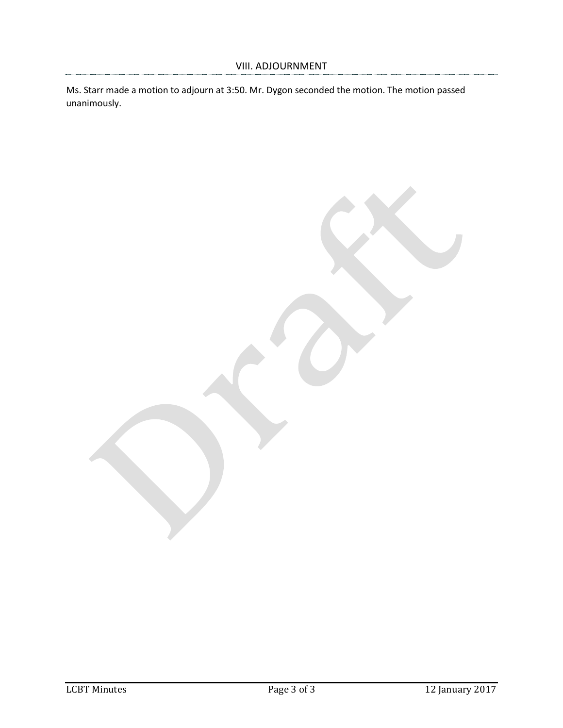## VIII. ADJOURNMENT

Ms. Starr made a motion to adjourn at 3:50. Mr. Dygon seconded the motion. The motion passed unanimously.